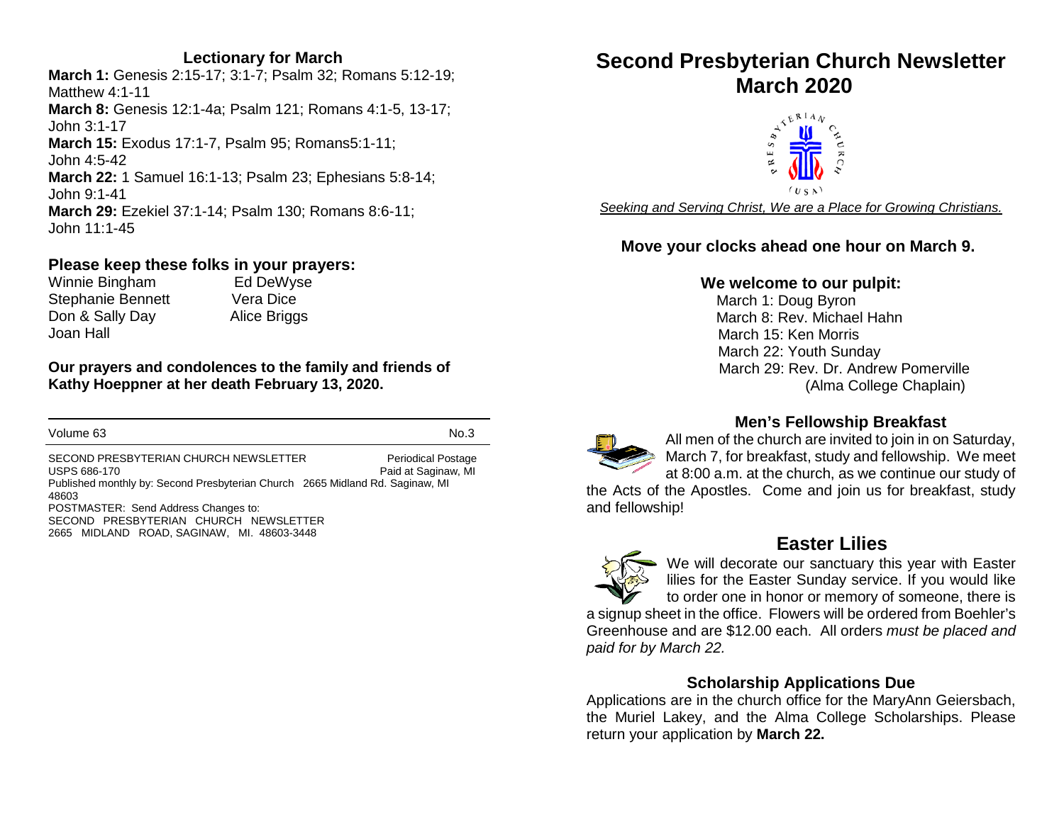# Second Presbyterian Church Newsletter March 2020

*Seeking and Serving Christ, We are a Place for Growing Christians.*

**Move your clocks ahead one hour on March 9.**

### We welcome to our pulpit:

March 1: Doug Byron
March 8: Rev. Michael Hahn
March 15: Ken Morris
March 22: Youth Sunday
March 29: Rev. Dr. Andrew Pomerville (Alma College Chaplain)

### Men's Fellowship Breakfast

All men of the church are invited to join in on Saturday, March 7, for breakfast, study and fellowship. We meet at 8:00 a.m. at the church, as we continue our study of the Acts of the Apostles. Come and join us for breakfast, study and fellowship!

## Easter Lilies

We will decorate our sanctuary this year with Easter lilies for the Easter Sunday service. If you would like to order one in honor or memory of someone, there is a signup sheet in the office. Flowers will be ordered from Boehler's Greenhouse and are $12.00 each. All orders *must be placed and paid for by March 22.*

### Scholarship Applications Due

Applications are in the church office for the MaryAnn Geiersbach, the Muriel Lakey, and the Alma College Scholarships. Please return your application by **March 22.**

### Lectionary for March

**March 1:** Genesis 2:15-17; 3:1-7; Psalm 32; Romans 5:12-19; Matthew 4:1-11
**March 8:** Genesis 12:1-4a; Psalm 121; Romans 4:1-5, 13-17; John 3:1-17
**March 15:** Exodus 17:1-7, Psalm 95; Romans5:1-11; John 4:5-42
**March 22:** 1 Samuel 16:1-13; Psalm 23; Ephesians 5:8-14; John 9:1-41
**March 29:** Ezekiel 37:1-14; Psalm 130; Romans 8:6-11; John 11:1-45

### Please keep these folks in your prayers:

Winnie Bingham
Ed DeWyse
Stephanie Bennett
Vera Dice
Don & Sally Day
Alice Briggs
Joan Hall

**Our prayers and condolences to the family and friends of Kathy Hoeppner at her death February 13, 2020.**

---

Volume 63 No.3

SECOND PRESBYTERIAN CHURCH NEWSLETTER Periodical Postage
USPS 686-170 Paid at Saginaw, MI
Published monthly by: Second Presbyterian Church 2665 Midland Rd. Saginaw, MI 48603
POSTMASTER: Send Address Changes to:
SECOND PRESBYTERIAN CHURCH NEWSLETTER
2665 MIDLAND ROAD, SAGINAW, MI. 48603-3448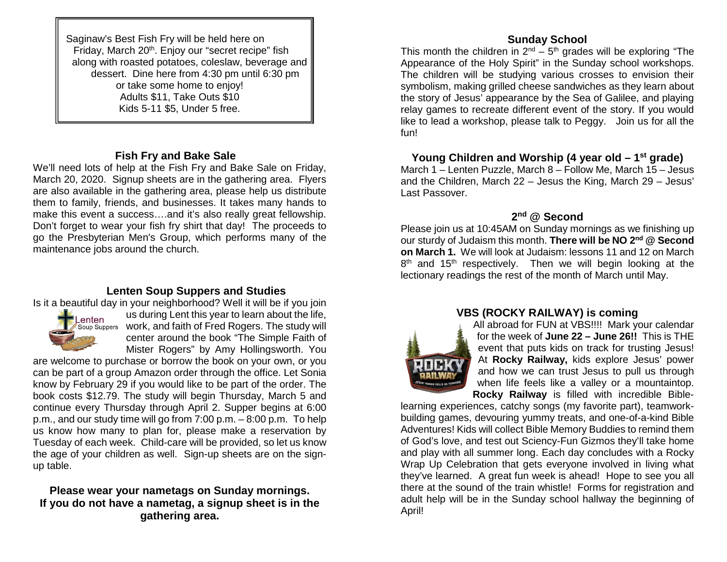Saginaw's Best Fish Fry will be held here on Friday, March 20th. Enjoy our "secret recipe" fish along with roasted potatoes, coleslaw, beverage and dessert. Dine here from 4:30 pm until 6:30 pm or take some home to enjoy!
Adults $11, Take Outs $10
Kids 5-11 $5, Under 5 free.

### Fish Fry and Bake Sale

We'll need lots of help at the Fish Fry and Bake Sale on Friday, March 20, 2020. Signup sheets are in the gathering area. Flyers are also available in the gathering area, please help us distribute them to family, friends, and businesses. It takes many hands to make this event a success….and it's also really great fellowship. Don't forget to wear your fish fry shirt that day! The proceeds to go the Presbyterian Men's Group, which performs many of the maintenance jobs around the church.

### Lenten Soup Suppers and Studies

Is it a beautiful day in your neighborhood? Well it will be if you join us during Lent this year to learn about the life, work, and faith of Fred Rogers. The study will center around the book "The Simple Faith of Mister Rogers" by Amy Hollingsworth. You are welcome to purchase or borrow the book on your own, or you can be part of a group Amazon order through the office. Let Sonia know by February 29 if you would like to be part of the order. The book costs $12.79. The study will begin Thursday, March 5 and continue every Thursday through April 2. Supper begins at 6:00 p.m., and our study time will go from 7:00 p.m. – 8:00 p.m. To help us know how many to plan for, please make a reservation by Tuesday of each week. Child-care will be provided, so let us know the age of your children as well. Sign-up sheets are on the sign-up table.

**Please wear your nametags on Sunday mornings.
If you do not have a nametag, a signup sheet is in the gathering area.**

### Sunday School

This month the children in 2nd – 5th grades will be exploring "The Appearance of the Holy Spirit" in the Sunday school workshops. The children will be studying various crosses to envision their symbolism, making grilled cheese sandwiches as they learn about the story of Jesus' appearance by the Sea of Galilee, and playing relay games to recreate different event of the story. If you would like to lead a workshop, please talk to Peggy. Join us for all the fun!

### Young Children and Worship (4 year old – 1st grade)

March 1 – Lenten Puzzle, March 8 – Follow Me, March 15 – Jesus and the Children, March 22 – Jesus the King, March 29 – Jesus' Last Passover.

### 2nd @ Second

Please join us at 10:45AM on Sunday mornings as we finishing up our sturdy of Judaism this month. **There will be NO 2nd @ Second on March 1.** We will look at Judaism: lessons 11 and 12 on March 8th and 15th respectively. Then we will begin looking at the lectionary readings the rest of the month of March until May.

### VBS (ROCKY RAILWAY) is coming

All abroad for FUN at VBS!!!! Mark your calendar for the week of **June 22 – June 26!!** This is THE event that puts kids on track for trusting Jesus! At **Rocky Railway,** kids explore Jesus' power and how we can trust Jesus to pull us through when life feels like a valley or a mountaintop. **Rocky Railway** is filled with incredible Bible-learning experiences, catchy songs (my favorite part), teamwork-building games, devouring yummy treats, and one-of-a-kind Bible Adventures! Kids will collect Bible Memory Buddies to remind them of God's love, and test out Sciency-Fun Gizmos they'll take home and play with all summer long. Each day concludes with a Rocky Wrap Up Celebration that gets everyone involved in living what they've learned. A great fun week is ahead! Hope to see you all there at the sound of the train whistle! Forms for registration and adult help will be in the Sunday school hallway the beginning of April!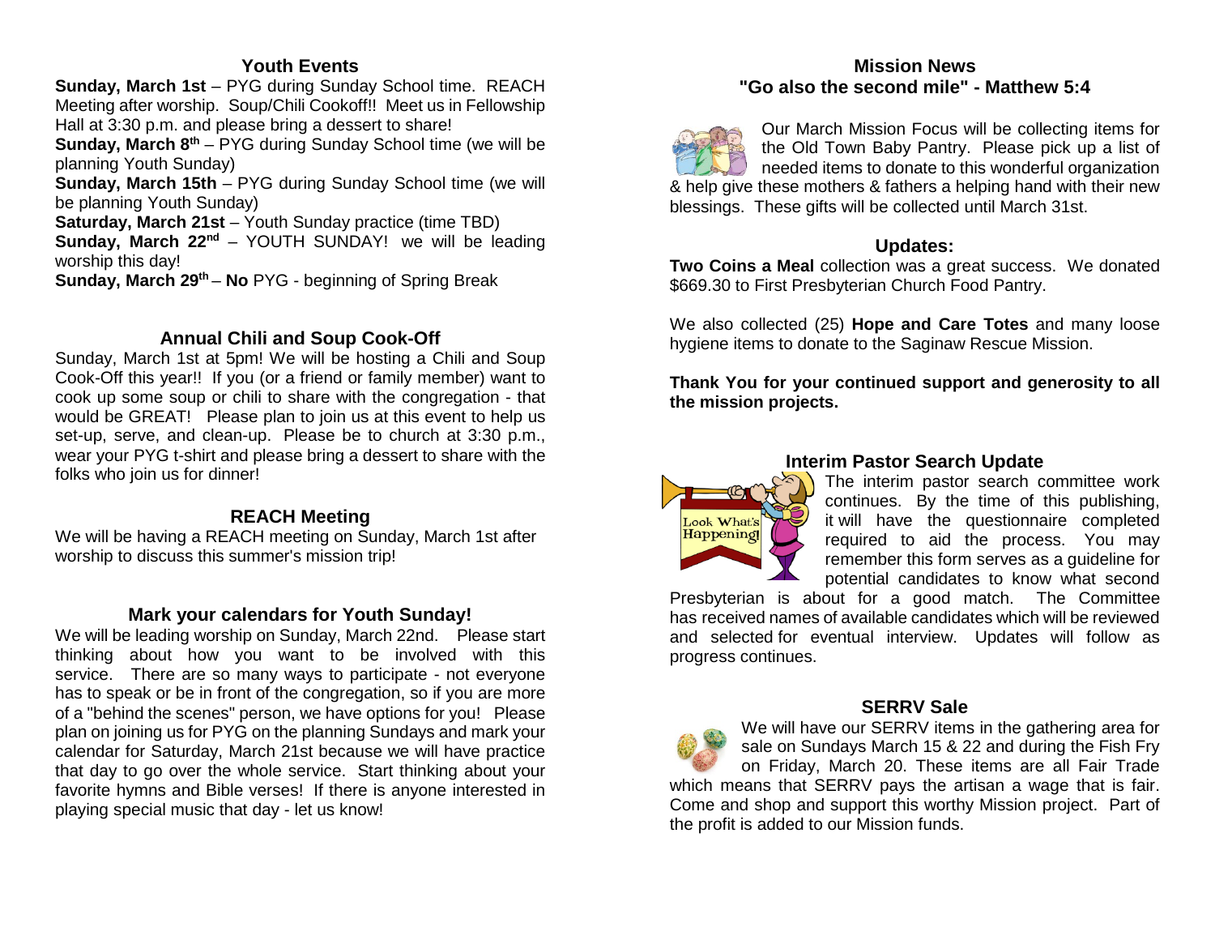## Youth Events

**Sunday, March 1st** – PYG during Sunday School time. REACH Meeting after worship. Soup/Chili Cookoff!! Meet us in Fellowship Hall at 3:30 p.m. and please bring a dessert to share!

**Sunday, March 8th** – PYG during Sunday School time (we will be planning Youth Sunday)

**Sunday, March 15th** – PYG during Sunday School time (we will be planning Youth Sunday)

**Saturday, March 21st** – Youth Sunday practice (time TBD)

**Sunday, March 22nd** – YOUTH SUNDAY! we will be leading worship this day!

**Sunday, March 29th** – **No** PYG - beginning of Spring Break

## Annual Chili and Soup Cook-Off

Sunday, March 1st at 5pm! We will be hosting a Chili and Soup Cook-Off this year!! If you (or a friend or family member) want to cook up some soup or chili to share with the congregation - that would be GREAT! Please plan to join us at this event to help us set-up, serve, and clean-up. Please be to church at 3:30 p.m., wear your PYG t-shirt and please bring a dessert to share with the folks who join us for dinner!

## REACH Meeting

We will be having a REACH meeting on Sunday, March 1st after worship to discuss this summer's mission trip!

## Mark your calendars for Youth Sunday!

We will be leading worship on Sunday, March 22nd. Please start thinking about how you want to be involved with this service. There are so many ways to participate - not everyone has to speak or be in front of the congregation, so if you are more of a "behind the scenes" person, we have options for you! Please plan on joining us for PYG on the planning Sundays and mark your calendar for Saturday, March 21st because we will have practice that day to go over the whole service. Start thinking about your favorite hymns and Bible verses! If there is anyone interested in playing special music that day - let us know!

## Mission News
### "Go also the second mile" - Matthew 5:4

Our March Mission Focus will be collecting items for the Old Town Baby Pantry. Please pick up a list of needed items to donate to this wonderful organization & help give these mothers & fathers a helping hand with their new blessings. These gifts will be collected until March 31st.

## Updates:

**Two Coins a Meal** collection was a great success. We donated $669.30 to First Presbyterian Church Food Pantry.

We also collected (25) **Hope and Care Totes** and many loose hygiene items to donate to the Saginaw Rescue Mission.

**Thank You for your continued support and generosity to all the mission projects.**

## Interim Pastor Search Update

The interim pastor search committee work continues. By the time of this publishing, it will have the questionnaire completed required to aid the process. You may remember this form serves as a guideline for potential candidates to know what second Presbyterian is about for a good match. The Committee has received names of available candidates which will be reviewed and selected for eventual interview. Updates will follow as progress continues.

## SERRV Sale

We will have our SERRV items in the gathering area for sale on Sundays March 15 & 22 and during the Fish Fry on Friday, March 20. These items are all Fair Trade which means that SERRV pays the artisan a wage that is fair. Come and shop and support this worthy Mission project. Part of the profit is added to our Mission funds.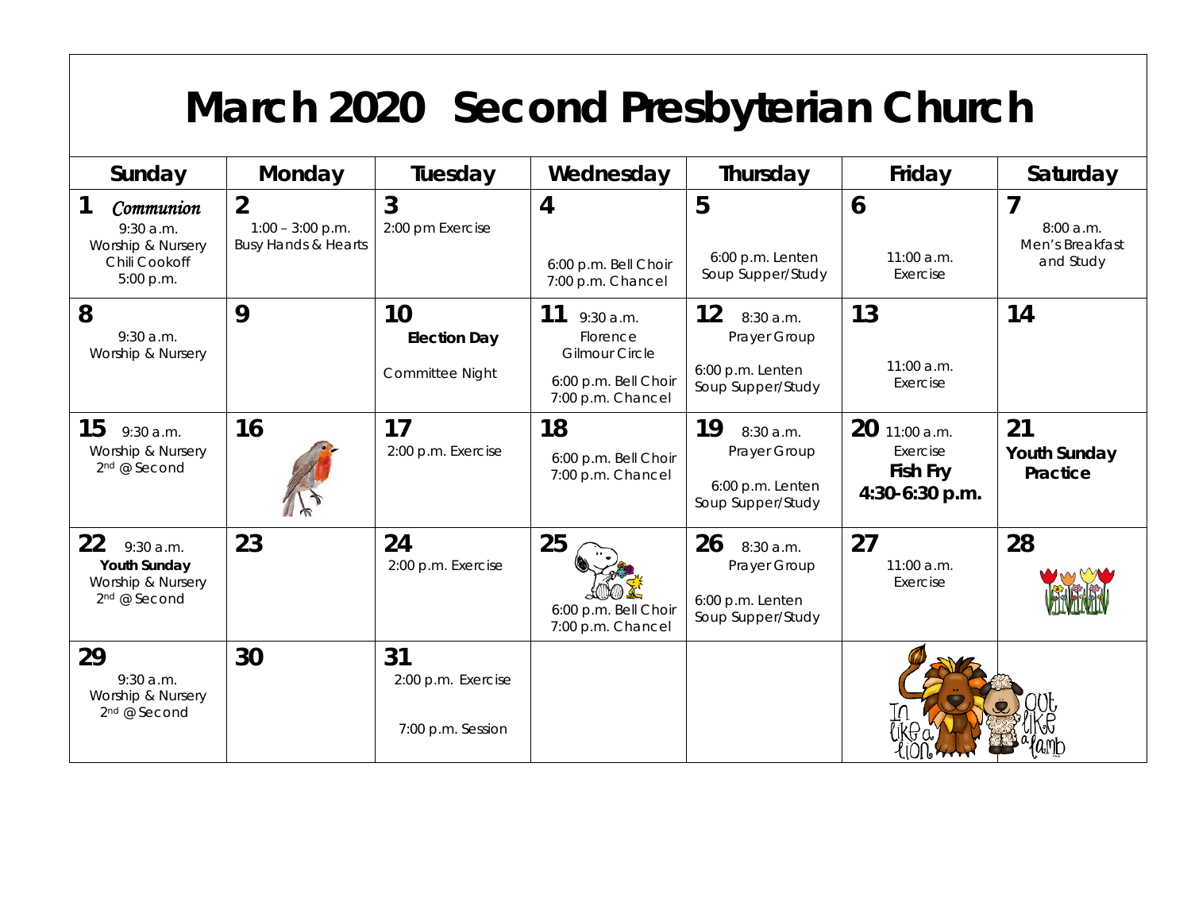# March 2020 Second Presbyterian Church

| Sunday | Monday | Tuesday | Wednesday | Thursday | Friday | Saturday |
|---|---|---|---|---|---|---|
| **1** *Communion* 9:30 a.m. Worship & Nursery Chili Cookoff 5:00 p.m. | **2** 1:00 – 3:00 p.m. Busy Hands & Hearts | **3** 2:00 pm Exercise | **4** 6:00 p.m. Bell Choir 7:00 p.m. Chancel | **5** 6:00 p.m. Lenten Soup Supper/Study | **6** 11:00 a.m. Exercise | **7** 8:00 a.m. Men's Breakfast and Study |
| **8** 9:30 a.m. Worship & Nursery | **9** | **10** **Election Day** Committee Night | **11** 9:30 a.m. Florence Gilmour Circle 6:00 p.m. Bell Choir 7:00 p.m. Chancel | **12** 8:30 a.m. Prayer Group 6:00 p.m. Lenten Soup Supper/Study | **13** 11:00 a.m. Exercise | **14** |
| **15** 9:30 a.m. Worship & Nursery 2nd @ Second | **16** | **17** 2:00 p.m. Exercise | **18** 6:00 p.m. Bell Choir 7:00 p.m. Chancel | **19** 8:30 a.m. Prayer Group 6:00 p.m. Lenten Soup Supper/Study | **20** 11:00 a.m. Exercise **Fish Fry 4:30-6:30 p.m.** | **21** **Youth Sunday Practice** |
| **22** 9:30 a.m. **Youth Sunday** Worship & Nursery 2nd @ Second | **23** | **24** 2:00 p.m. Exercise | **25** 6:00 p.m. Bell Choir 7:00 p.m. Chancel | **26** 8:30 a.m. Prayer Group 6:00 p.m. Lenten Soup Supper/Study | **27** 11:00 a.m. Exercise | **28** |
| **29** 9:30 a.m. Worship & Nursery 2nd @ Second | **30** | **31** 2:00 p.m. Exercise 7:00 p.m. Session | | | In like a lion | out like a lamb |